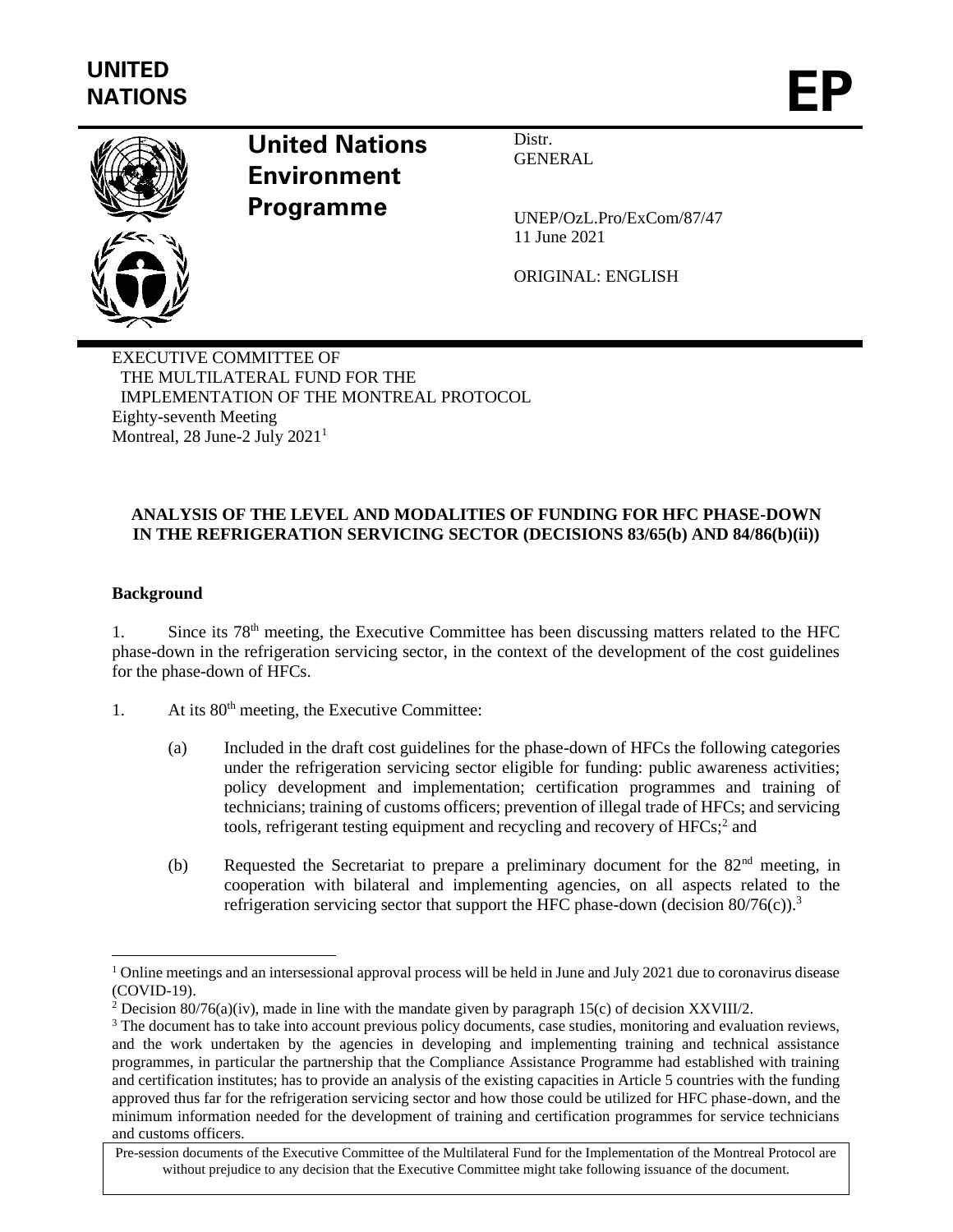**UNITED NATIONS**

**EP**

# United Nations Environment Programme

Distr.
GENERAL

UNEP/OzL.Pro/ExCom/87/47
11 June 2021

ORIGINAL: ENGLISH

EXECUTIVE COMMITTEE OF
THE MULTILATERAL FUND FOR THE
IMPLEMENTATION OF THE MONTREAL PROTOCOL
Eighty-seventh Meeting
Montreal, 28 June-2 July 2021[1]

**ANALYSIS OF THE LEVEL AND MODALITIES OF FUNDING FOR HFC PHASE-DOWN IN THE REFRIGERATION SERVICING SECTOR (DECISIONS 83/65(b) AND 84/86(b)(ii))**

## Background

1. Since its 78th meeting, the Executive Committee has been discussing matters related to the HFC phase-down in the refrigeration servicing sector, in the context of the development of the cost guidelines for the phase-down of HFCs.

1. At its 80th meeting, the Executive Committee:

   (a) Included in the draft cost guidelines for the phase-down of HFCs the following categories under the refrigeration servicing sector eligible for funding: public awareness activities; policy development and implementation; certification programmes and training of technicians; training of customs officers; prevention of illegal trade of HFCs; and servicing tools, refrigerant testing equipment and recycling and recovery of HFCs;[2] and

   (b) Requested the Secretariat to prepare a preliminary document for the 82nd meeting, in cooperation with bilateral and implementing agencies, on all aspects related to the refrigeration servicing sector that support the HFC phase-down (decision 80/76(c)).[3]

---

[1] Online meetings and an intersessional approval process will be held in June and July 2021 due to coronavirus disease (COVID-19).

[2] Decision 80/76(a)(iv), made in line with the mandate given by paragraph 15(c) of decision XXVIII/2.

[3] The document has to take into account previous policy documents, case studies, monitoring and evaluation reviews, and the work undertaken by the agencies in developing and implementing training and technical assistance programmes, in particular the partnership that the Compliance Assistance Programme had established with training and certification institutes; has to provide an analysis of the existing capacities in Article 5 countries with the funding approved thus far for the refrigeration servicing sector and how those could be utilized for HFC phase-down, and the minimum information needed for the development of training and certification programmes for service technicians and customs officers.

Pre-session documents of the Executive Committee of the Multilateral Fund for the Implementation of the Montreal Protocol are without prejudice to any decision that the Executive Committee might take following issuance of the document.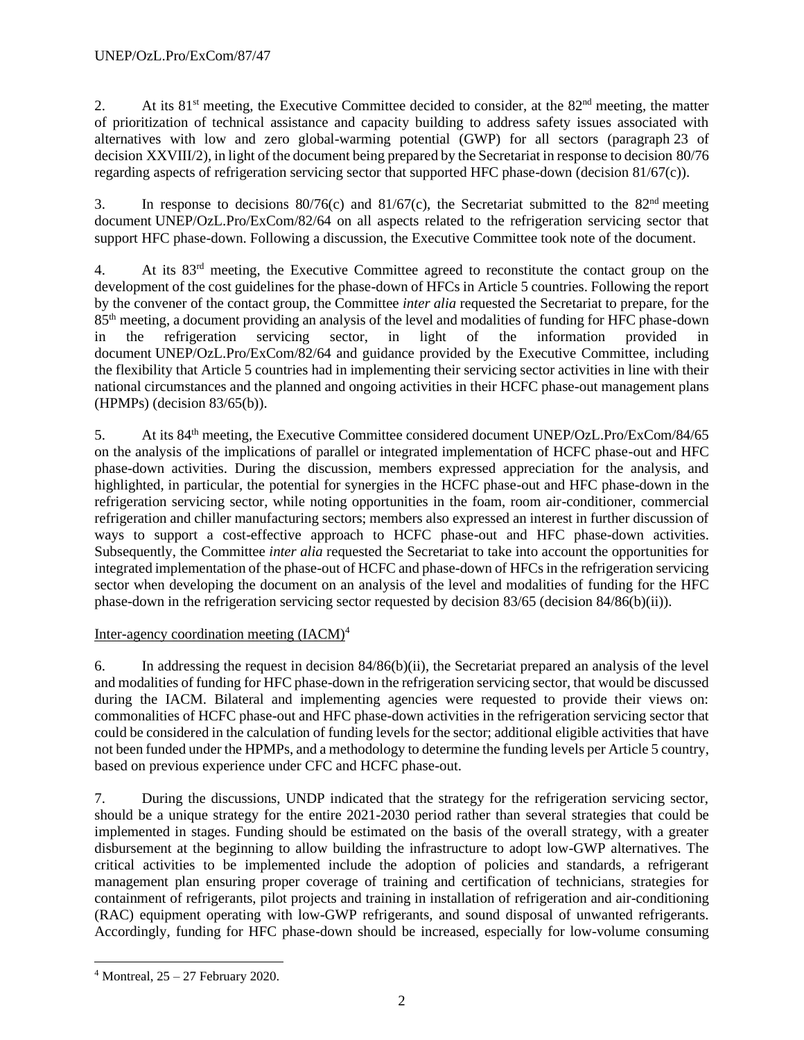2. At its 81[st] meeting, the Executive Committee decided to consider, at the 82[nd] meeting, the matter of prioritization of technical assistance and capacity building to address safety issues associated with alternatives with low and zero global-warming potential (GWP) for all sectors (paragraph 23 of decision XXVIII/2), in light of the document being prepared by the Secretariat in response to decision 80/76 regarding aspects of refrigeration servicing sector that supported HFC phase-down (decision 81/67(c)).

3. In response to decisions 80/76(c) and 81/67(c), the Secretariat submitted to the 82[nd] meeting document UNEP/OzL.Pro/ExCom/82/64 on all aspects related to the refrigeration servicing sector that support HFC phase-down. Following a discussion, the Executive Committee took note of the document.

4. At its 83[rd] meeting, the Executive Committee agreed to reconstitute the contact group on the development of the cost guidelines for the phase-down of HFCs in Article 5 countries. Following the report by the convener of the contact group, the Committee *inter alia* requested the Secretariat to prepare, for the 85[th] meeting, a document providing an analysis of the level and modalities of funding for HFC phase-down in the refrigeration servicing sector, in light of the information provided in document UNEP/OzL.Pro/ExCom/82/64 and guidance provided by the Executive Committee, including the flexibility that Article 5 countries had in implementing their servicing sector activities in line with their national circumstances and the planned and ongoing activities in their HCFC phase-out management plans (HPMPs) (decision 83/65(b)).

5. At its 84[th] meeting, the Executive Committee considered document UNEP/OzL.Pro/ExCom/84/65 on the analysis of the implications of parallel or integrated implementation of HCFC phase-out and HFC phase-down activities. During the discussion, members expressed appreciation for the analysis, and highlighted, in particular, the potential for synergies in the HCFC phase-out and HFC phase-down in the refrigeration servicing sector, while noting opportunities in the foam, room air-conditioner, commercial refrigeration and chiller manufacturing sectors; members also expressed an interest in further discussion of ways to support a cost-effective approach to HCFC phase-out and HFC phase-down activities. Subsequently, the Committee *inter alia* requested the Secretariat to take into account the opportunities for integrated implementation of the phase-out of HCFC and phase-down of HFCs in the refrigeration servicing sector when developing the document on an analysis of the level and modalities of funding for the HFC phase-down in the refrigeration servicing sector requested by decision 83/65 (decision 84/86(b)(ii)).

Inter-agency coordination meeting (IACM)[4]

6. In addressing the request in decision 84/86(b)(ii), the Secretariat prepared an analysis of the level and modalities of funding for HFC phase-down in the refrigeration servicing sector, that would be discussed during the IACM. Bilateral and implementing agencies were requested to provide their views on: commonalities of HCFC phase-out and HFC phase-down activities in the refrigeration servicing sector that could be considered in the calculation of funding levels for the sector; additional eligible activities that have not been funded under the HPMPs, and a methodology to determine the funding levels per Article 5 country, based on previous experience under CFC and HCFC phase-out.

7. During the discussions, UNDP indicated that the strategy for the refrigeration servicing sector, should be a unique strategy for the entire 2021-2030 period rather than several strategies that could be implemented in stages. Funding should be estimated on the basis of the overall strategy, with a greater disbursement at the beginning to allow building the infrastructure to adopt low-GWP alternatives. The critical activities to be implemented include the adoption of policies and standards, a refrigerant management plan ensuring proper coverage of training and certification of technicians, strategies for containment of refrigerants, pilot projects and training in installation of refrigeration and air-conditioning (RAC) equipment operating with low-GWP refrigerants, and sound disposal of unwanted refrigerants. Accordingly, funding for HFC phase-down should be increased, especially for low-volume consuming

[4] Montreal, 25 – 27 February 2020.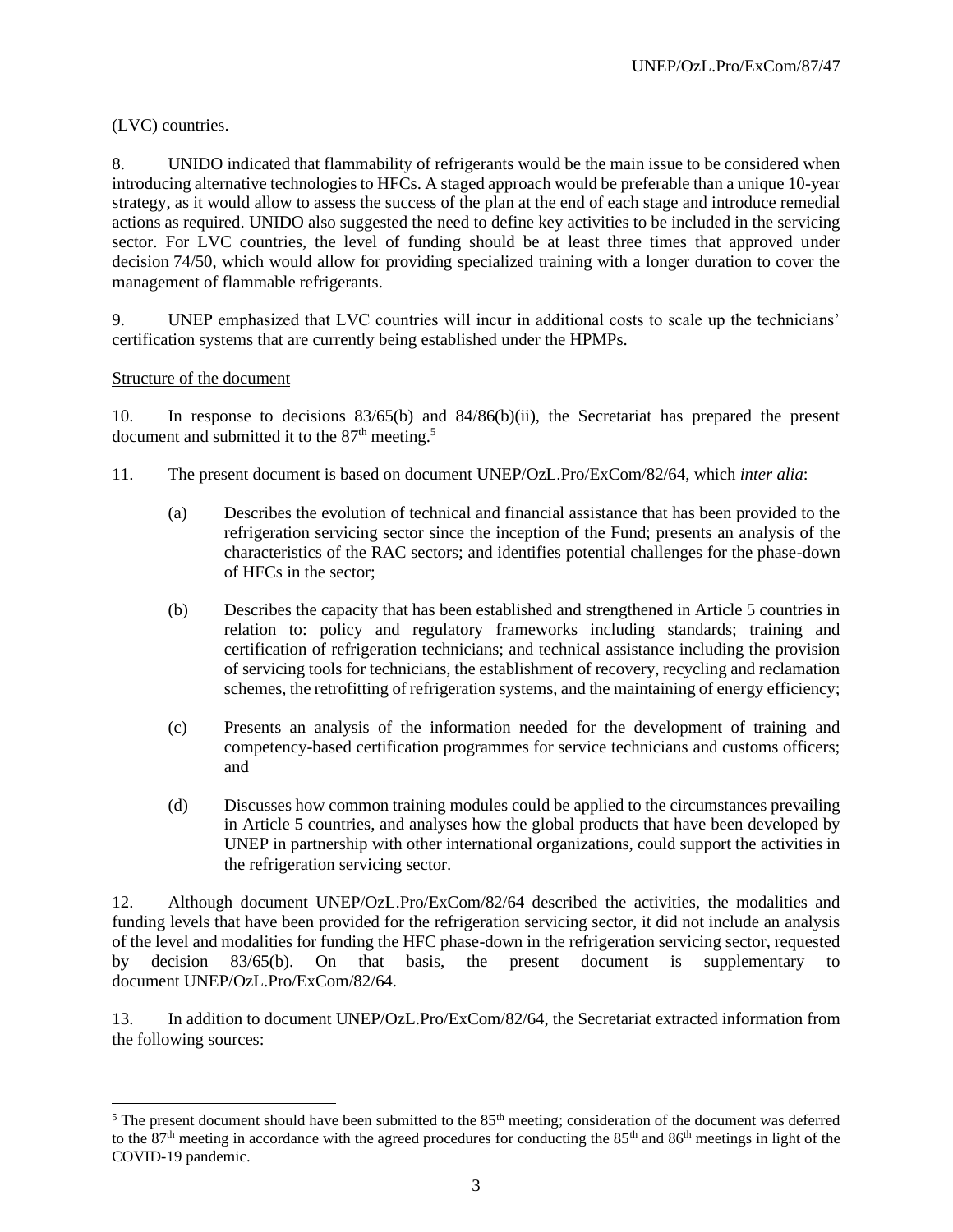(LVC) countries.

8. UNIDO indicated that flammability of refrigerants would be the main issue to be considered when introducing alternative technologies to HFCs. A staged approach would be preferable than a unique 10-year strategy, as it would allow to assess the success of the plan at the end of each stage and introduce remedial actions as required. UNIDO also suggested the need to define key activities to be included in the servicing sector. For LVC countries, the level of funding should be at least three times that approved under decision 74/50, which would allow for providing specialized training with a longer duration to cover the management of flammable refrigerants.

9. UNEP emphasized that LVC countries will incur in additional costs to scale up the technicians' certification systems that are currently being established under the HPMPs.

Structure of the document

10. In response to decisions 83/65(b) and 84/86(b)(ii), the Secretariat has prepared the present document and submitted it to the 87th meeting.[5]

11. The present document is based on document UNEP/OzL.Pro/ExCom/82/64, which *inter alia*:

(a) Describes the evolution of technical and financial assistance that has been provided to the refrigeration servicing sector since the inception of the Fund; presents an analysis of the characteristics of the RAC sectors; and identifies potential challenges for the phase-down of HFCs in the sector;

(b) Describes the capacity that has been established and strengthened in Article 5 countries in relation to: policy and regulatory frameworks including standards; training and certification of refrigeration technicians; and technical assistance including the provision of servicing tools for technicians, the establishment of recovery, recycling and reclamation schemes, the retrofitting of refrigeration systems, and the maintaining of energy efficiency;

(c) Presents an analysis of the information needed for the development of training and competency-based certification programmes for service technicians and customs officers; and

(d) Discusses how common training modules could be applied to the circumstances prevailing in Article 5 countries, and analyses how the global products that have been developed by UNEP in partnership with other international organizations, could support the activities in the refrigeration servicing sector.

12. Although document UNEP/OzL.Pro/ExCom/82/64 described the activities, the modalities and funding levels that have been provided for the refrigeration servicing sector, it did not include an analysis of the level and modalities for funding the HFC phase-down in the refrigeration servicing sector, requested by decision 83/65(b). On that basis, the present document is supplementary to document UNEP/OzL.Pro/ExCom/82/64.

13. In addition to document UNEP/OzL.Pro/ExCom/82/64, the Secretariat extracted information from the following sources:

[5] The present document should have been submitted to the 85th meeting; consideration of the document was deferred to the 87th meeting in accordance with the agreed procedures for conducting the 85th and 86th meetings in light of the COVID-19 pandemic.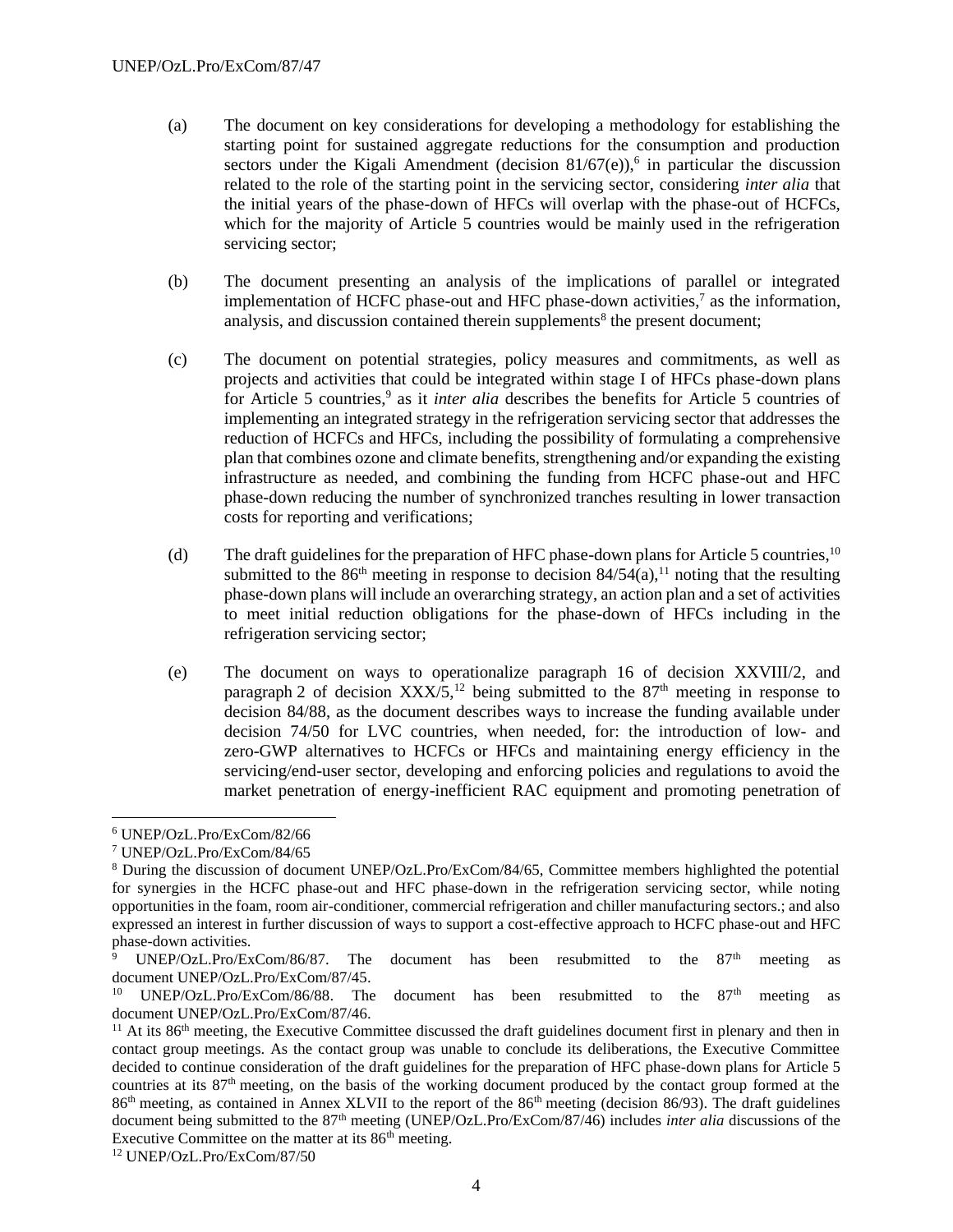(a) The document on key considerations for developing a methodology for establishing the starting point for sustained aggregate reductions for the consumption and production sectors under the Kigali Amendment (decision 81/67(e)),[6] in particular the discussion related to the role of the starting point in the servicing sector, considering *inter alia* that the initial years of the phase-down of HFCs will overlap with the phase-out of HCFCs, which for the majority of Article 5 countries would be mainly used in the refrigeration servicing sector;

(b) The document presenting an analysis of the implications of parallel or integrated implementation of HCFC phase-out and HFC phase-down activities,[7] as the information, analysis, and discussion contained therein supplements[8] the present document;

(c) The document on potential strategies, policy measures and commitments, as well as projects and activities that could be integrated within stage I of HFCs phase-down plans for Article 5 countries,[9] as it *inter alia* describes the benefits for Article 5 countries of implementing an integrated strategy in the refrigeration servicing sector that addresses the reduction of HCFCs and HFCs, including the possibility of formulating a comprehensive plan that combines ozone and climate benefits, strengthening and/or expanding the existing infrastructure as needed, and combining the funding from HCFC phase-out and HFC phase-down reducing the number of synchronized tranches resulting in lower transaction costs for reporting and verifications;

(d) The draft guidelines for the preparation of HFC phase-down plans for Article 5 countries,[10] submitted to the 86th meeting in response to decision 84/54(a),[11] noting that the resulting phase-down plans will include an overarching strategy, an action plan and a set of activities to meet initial reduction obligations for the phase-down of HFCs including in the refrigeration servicing sector;

(e) The document on ways to operationalize paragraph 16 of decision XXVIII/2, and paragraph 2 of decision XXX/5,[12] being submitted to the 87th meeting in response to decision 84/88, as the document describes ways to increase the funding available under decision 74/50 for LVC countries, when needed, for: the introduction of low- and zero-GWP alternatives to HCFCs or HFCs and maintaining energy efficiency in the servicing/end-user sector, developing and enforcing policies and regulations to avoid the market penetration of energy-inefficient RAC equipment and promoting penetration of

---

[6] UNEP/OzL.Pro/ExCom/82/66

[7] UNEP/OzL.Pro/ExCom/84/65

[8] During the discussion of document UNEP/OzL.Pro/ExCom/84/65, Committee members highlighted the potential for synergies in the HCFC phase-out and HFC phase-down in the refrigeration servicing sector, while noting opportunities in the foam, room air-conditioner, commercial refrigeration and chiller manufacturing sectors.; and also expressed an interest in further discussion of ways to support a cost-effective approach to HCFC phase-out and HFC phase-down activities.

[9] UNEP/OzL.Pro/ExCom/86/87. The document has been resubmitted to the 87th meeting as document UNEP/OzL.Pro/ExCom/87/45.

[10] UNEP/OzL.Pro/ExCom/86/88. The document has been resubmitted to the 87th meeting as document UNEP/OzL.Pro/ExCom/87/46.

[11] At its 86th meeting, the Executive Committee discussed the draft guidelines document first in plenary and then in contact group meetings. As the contact group was unable to conclude its deliberations, the Executive Committee decided to continue consideration of the draft guidelines for the preparation of HFC phase-down plans for Article 5 countries at its 87th meeting, on the basis of the working document produced by the contact group formed at the 86th meeting, as contained in Annex XLVII to the report of the 86th meeting (decision 86/93). The draft guidelines document being submitted to the 87th meeting (UNEP/OzL.Pro/ExCom/87/46) includes *inter alia* discussions of the Executive Committee on the matter at its 86th meeting.

[12] UNEP/OzL.Pro/ExCom/87/50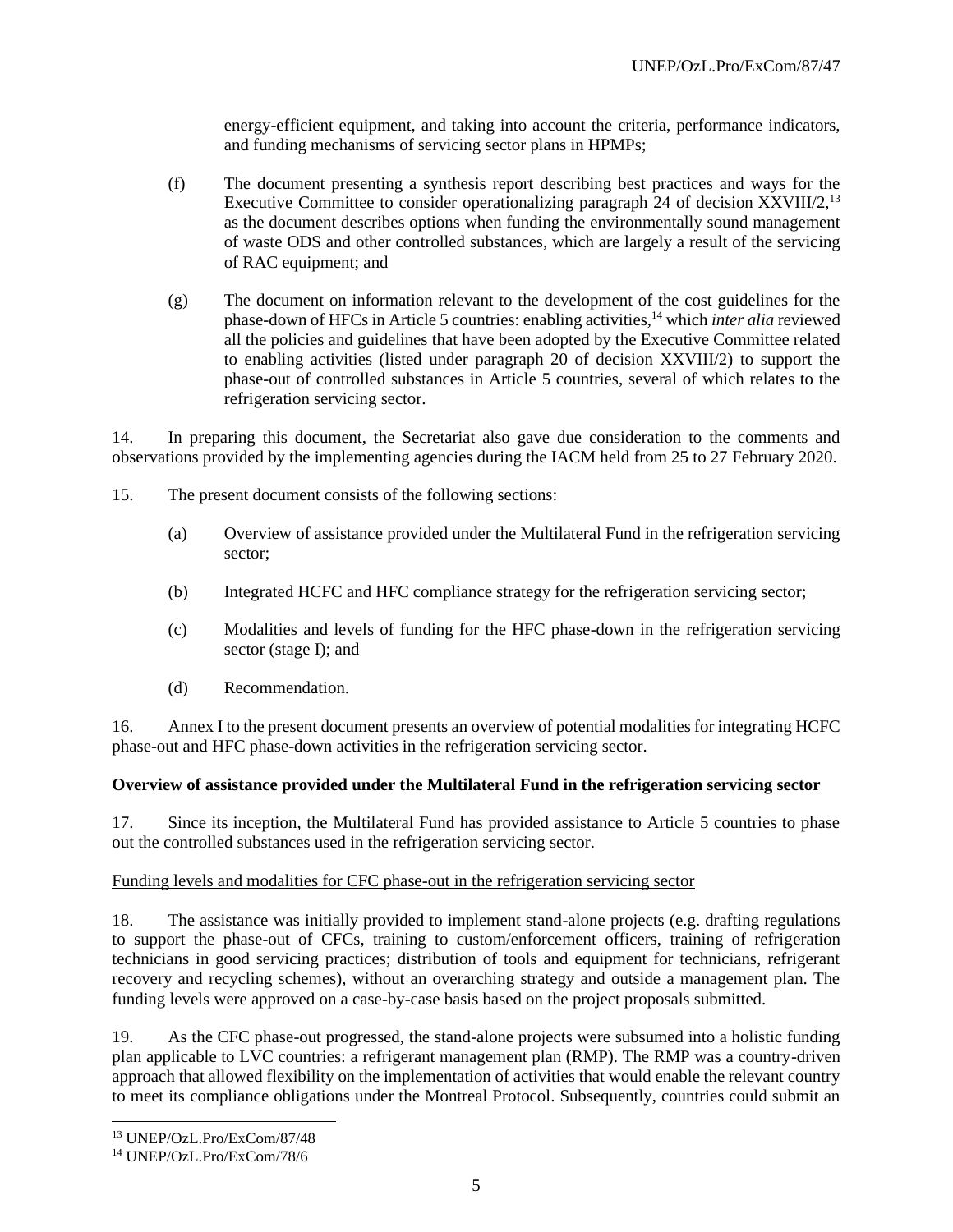energy-efficient equipment, and taking into account the criteria, performance indicators, and funding mechanisms of servicing sector plans in HPMPs;

(f) The document presenting a synthesis report describing best practices and ways for the Executive Committee to consider operationalizing paragraph 24 of decision XXVIII/2,[13] as the document describes options when funding the environmentally sound management of waste ODS and other controlled substances, which are largely a result of the servicing of RAC equipment; and

(g) The document on information relevant to the development of the cost guidelines for the phase-down of HFCs in Article 5 countries: enabling activities,[14] which *inter alia* reviewed all the policies and guidelines that have been adopted by the Executive Committee related to enabling activities (listed under paragraph 20 of decision XXVIII/2) to support the phase-out of controlled substances in Article 5 countries, several of which relates to the refrigeration servicing sector.

14. In preparing this document, the Secretariat also gave due consideration to the comments and observations provided by the implementing agencies during the IACM held from 25 to 27 February 2020.

15. The present document consists of the following sections:

(a) Overview of assistance provided under the Multilateral Fund in the refrigeration servicing sector;

(b) Integrated HCFC and HFC compliance strategy for the refrigeration servicing sector;

(c) Modalities and levels of funding for the HFC phase-down in the refrigeration servicing sector (stage I); and

(d) Recommendation.

16. Annex I to the present document presents an overview of potential modalities for integrating HCFC phase-out and HFC phase-down activities in the refrigeration servicing sector.

**Overview of assistance provided under the Multilateral Fund in the refrigeration servicing sector**

17. Since its inception, the Multilateral Fund has provided assistance to Article 5 countries to phase out the controlled substances used in the refrigeration servicing sector.

Funding levels and modalities for CFC phase-out in the refrigeration servicing sector

18. The assistance was initially provided to implement stand-alone projects (e.g. drafting regulations to support the phase-out of CFCs, training to custom/enforcement officers, training of refrigeration technicians in good servicing practices; distribution of tools and equipment for technicians, refrigerant recovery and recycling schemes), without an overarching strategy and outside a management plan. The funding levels were approved on a case-by-case basis based on the project proposals submitted.

19. As the CFC phase-out progressed, the stand-alone projects were subsumed into a holistic funding plan applicable to LVC countries: a refrigerant management plan (RMP). The RMP was a country-driven approach that allowed flexibility on the implementation of activities that would enable the relevant country to meet its compliance obligations under the Montreal Protocol. Subsequently, countries could submit an

[13] UNEP/OzL.Pro/ExCom/87/48

[14] UNEP/OzL.Pro/ExCom/78/6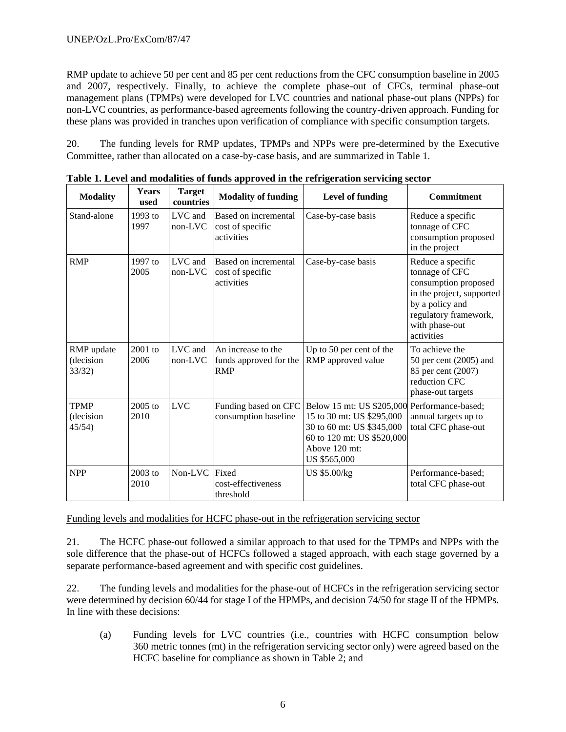RMP update to achieve 50 per cent and 85 per cent reductions from the CFC consumption baseline in 2005 and 2007, respectively. Finally, to achieve the complete phase-out of CFCs, terminal phase-out management plans (TPMPs) were developed for LVC countries and national phase-out plans (NPPs) for non-LVC countries, as performance-based agreements following the country-driven approach. Funding for these plans was provided in tranches upon verification of compliance with specific consumption targets.

20. The funding levels for RMP updates, TPMPs and NPPs were pre-determined by the Executive Committee, rather than allocated on a case-by-case basis, and are summarized in Table 1.

**Table 1. Level and modalities of funds approved in the refrigeration servicing sector**

| Modality | Years used | Target countries | Modality of funding | Level of funding | Commitment |
|---|---|---|---|---|---|
| Stand-alone | 1993 to 1997 | LVC and non-LVC | Based on incremental cost of specific activities | Case-by-case basis | Reduce a specific tonnage of CFC consumption proposed in the project |
| RMP | 1997 to 2005 | LVC and non-LVC | Based on incremental cost of specific activities | Case-by-case basis | Reduce a specific tonnage of CFC consumption proposed in the project, supported by a policy and regulatory framework, with phase-out activities |
| RMP update (decision 33/32) | 2001 to 2006 | LVC and non-LVC | An increase to the funds approved for the RMP | Up to 50 per cent of the RMP approved value | To achieve the 50 per cent (2005) and 85 per cent (2007) reduction CFC phase-out targets |
| TPMP (decision 45/54) | 2005 to 2010 | LVC | Funding based on CFC consumption baseline | Below 15 mt: US $205,000<br>15 to 30 mt: US $295,000<br>30 to 60 mt: US $345,000<br>60 to 120 mt: US $520,000<br>Above 120 mt: US $565,000 | Performance-based; annual targets up to total CFC phase-out |
| NPP | 2003 to 2010 | Non-LVC | Fixed cost-effectiveness threshold | US $5.00/kg | Performance-based; total CFC phase-out |

Funding levels and modalities for HCFC phase-out in the refrigeration servicing sector

21. The HCFC phase-out followed a similar approach to that used for the TPMPs and NPPs with the sole difference that the phase-out of HCFCs followed a staged approach, with each stage governed by a separate performance-based agreement and with specific cost guidelines.

22. The funding levels and modalities for the phase-out of HCFCs in the refrigeration servicing sector were determined by decision 60/44 for stage I of the HPMPs, and decision 74/50 for stage II of the HPMPs. In line with these decisions:

(a) Funding levels for LVC countries (i.e., countries with HCFC consumption below 360 metric tonnes (mt) in the refrigeration servicing sector only) were agreed based on the HCFC baseline for compliance as shown in Table 2; and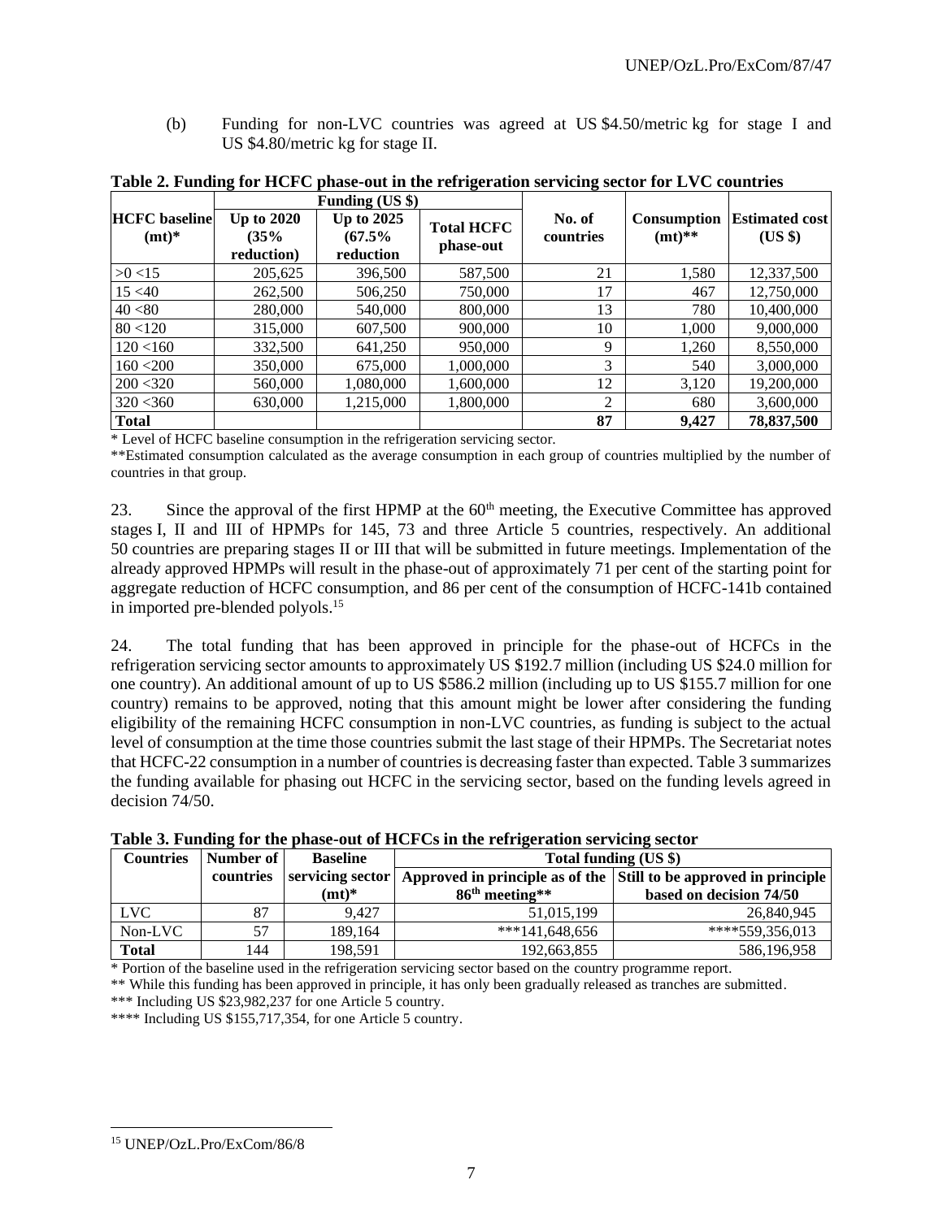(b) Funding for non-LVC countries was agreed at US $4.50/metric kg for stage I and US $4.80/metric kg for stage II.

**Table 2. Funding for HCFC phase-out in the refrigeration servicing sector for LVC countries**

| HCFC baseline (mt)* | Funding (US $) | | | No. of countries | Consumption (mt)** | Estimated cost (US $) |
|---|---|---|---|---|---|---|
| | Up to 2020 (35% reduction) | Up to 2025 (67.5% reduction | Total HCFC phase-out | | | |
| >0 <15 | 205,625 | 396,500 | 587,500 | 21 | 1,580 | 12,337,500 |
| 15 <40 | 262,500 | 506,250 | 750,000 | 17 | 467 | 12,750,000 |
| 40 <80 | 280,000 | 540,000 | 800,000 | 13 | 780 | 10,400,000 |
| 80 <120 | 315,000 | 607,500 | 900,000 | 10 | 1,000 | 9,000,000 |
| 120 <160 | 332,500 | 641,250 | 950,000 | 9 | 1,260 | 8,550,000 |
| 160 <200 | 350,000 | 675,000 | 1,000,000 | 3 | 540 | 3,000,000 |
| 200 <320 | 560,000 | 1,080,000 | 1,600,000 | 12 | 3,120 | 19,200,000 |
| 320 <360 | 630,000 | 1,215,000 | 1,800,000 | 2 | 680 | 3,600,000 |
| **Total** | | | | **87** | **9,427** | **78,837,500** |

\* Level of HCFC baseline consumption in the refrigeration servicing sector.

**Estimated consumption calculated as the average consumption in each group of countries multiplied by the number of countries in that group.

23. Since the approval of the first HPMP at the 60th meeting, the Executive Committee has approved stages I, II and III of HPMPs for 145, 73 and three Article 5 countries, respectively. An additional 50 countries are preparing stages II or III that will be submitted in future meetings. Implementation of the already approved HPMPs will result in the phase-out of approximately 71 per cent of the starting point for aggregate reduction of HCFC consumption, and 86 per cent of the consumption of HCFC-141b contained in imported pre-blended polyols.[15]

24. The total funding that has been approved in principle for the phase-out of HCFCs in the refrigeration servicing sector amounts to approximately US $192.7 million (including US $24.0 million for one country). An additional amount of up to US $586.2 million (including up to US $155.7 million for one country) remains to be approved, noting that this amount might be lower after considering the funding eligibility of the remaining HCFC consumption in non-LVC countries, as funding is subject to the actual level of consumption at the time those countries submit the last stage of their HPMPs. The Secretariat notes that HCFC-22 consumption in a number of countries is decreasing faster than expected. Table 3 summarizes the funding available for phasing out HCFC in the servicing sector, based on the funding levels agreed in decision 74/50.

**Table 3. Funding for the phase-out of HCFCs in the refrigeration servicing sector**

| Countries | Number of countries | Baseline servicing sector (mt)* | Total funding (US $) | |
|---|---|---|---|---|
| | | | Approved in principle as of the 86th meeting** | Still to be approved in principle based on decision 74/50 |
| LVC | 87 | 9,427 | 51,015,199 | 26,840,945 |
| Non-LVC | 57 | 189,164 | ***141,648,656 | ****559,356,013 |
| **Total** | 144 | 198,591 | 192,663,855 | 586,196,958 |

\* Portion of the baseline used in the refrigeration servicing sector based on the country programme report.

** While this funding has been approved in principle, it has only been gradually released as tranches are submitted.

*** Including US $23,982,237 for one Article 5 country.

**** Including US $155,717,354, for one Article 5 country.

[15] UNEP/OzL.Pro/ExCom/86/8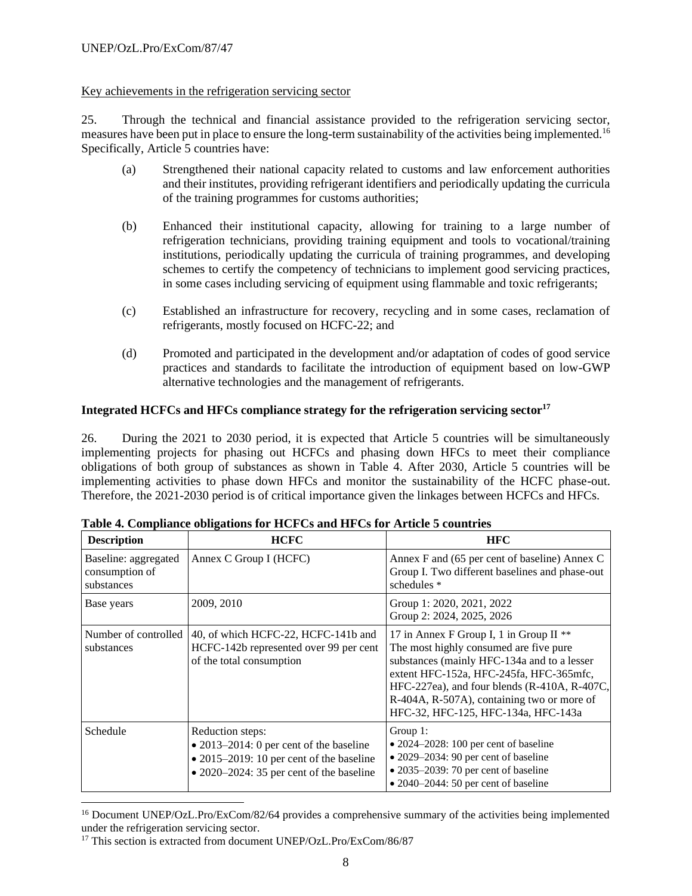Key achievements in the refrigeration servicing sector

25. Through the technical and financial assistance provided to the refrigeration servicing sector, measures have been put in place to ensure the long-term sustainability of the activities being implemented.[16] Specifically, Article 5 countries have:

(a) Strengthened their national capacity related to customs and law enforcement authorities and their institutes, providing refrigerant identifiers and periodically updating the curricula of the training programmes for customs authorities;

(b) Enhanced their institutional capacity, allowing for training to a large number of refrigeration technicians, providing training equipment and tools to vocational/training institutions, periodically updating the curricula of training programmes, and developing schemes to certify the competency of technicians to implement good servicing practices, in some cases including servicing of equipment using flammable and toxic refrigerants;

(c) Established an infrastructure for recovery, recycling and in some cases, reclamation of refrigerants, mostly focused on HCFC-22; and

(d) Promoted and participated in the development and/or adaptation of codes of good service practices and standards to facilitate the introduction of equipment based on low-GWP alternative technologies and the management of refrigerants.

**Integrated HCFCs and HFCs compliance strategy for the refrigeration servicing sector[17]**

26. During the 2021 to 2030 period, it is expected that Article 5 countries will be simultaneously implementing projects for phasing out HCFCs and phasing down HFCs to meet their compliance obligations of both group of substances as shown in Table 4. After 2030, Article 5 countries will be implementing activities to phase down HFCs and monitor the sustainability of the HCFC phase-out. Therefore, the 2021-2030 period is of critical importance given the linkages between HCFCs and HFCs.

**Table 4. Compliance obligations for HCFCs and HFCs for Article 5 countries**

| Description | HCFC | HFC |
|---|---|---|
| Baseline: aggregated consumption of substances | Annex C Group I (HCFC) | Annex F and (65 per cent of baseline) Annex C Group I. Two different baselines and phase-out schedules * |
| Base years | 2009, 2010 | Group 1: 2020, 2021, 2022<br>Group 2: 2024, 2025, 2026 |
| Number of controlled substances | 40, of which HCFC-22, HCFC-141b and HCFC-142b represented over 99 per cent of the total consumption | 17 in Annex F Group I, 1 in Group II **<br>The most highly consumed are five pure substances (mainly HFC-134a and to a lesser extent HFC-152a, HFC-245fa, HFC-365mfc, HFC-227ea), and four blends (R-410A, R-407C, R-404A, R-507A), containing two or more of HFC-32, HFC-125, HFC-134a, HFC-143a |
| Schedule | Reduction steps:<br>• 2013–2014: 0 per cent of the baseline<br>• 2015–2019: 10 per cent of the baseline<br>• 2020–2024: 35 per cent of the baseline | Group 1:<br>• 2024–2028: 100 per cent of baseline<br>• 2029–2034: 90 per cent of baseline<br>• 2035–2039: 70 per cent of baseline<br>• 2040–2044: 50 per cent of baseline |

[16] Document UNEP/OzL.Pro/ExCom/82/64 provides a comprehensive summary of the activities being implemented under the refrigeration servicing sector.

[17] This section is extracted from document UNEP/OzL.Pro/ExCom/86/87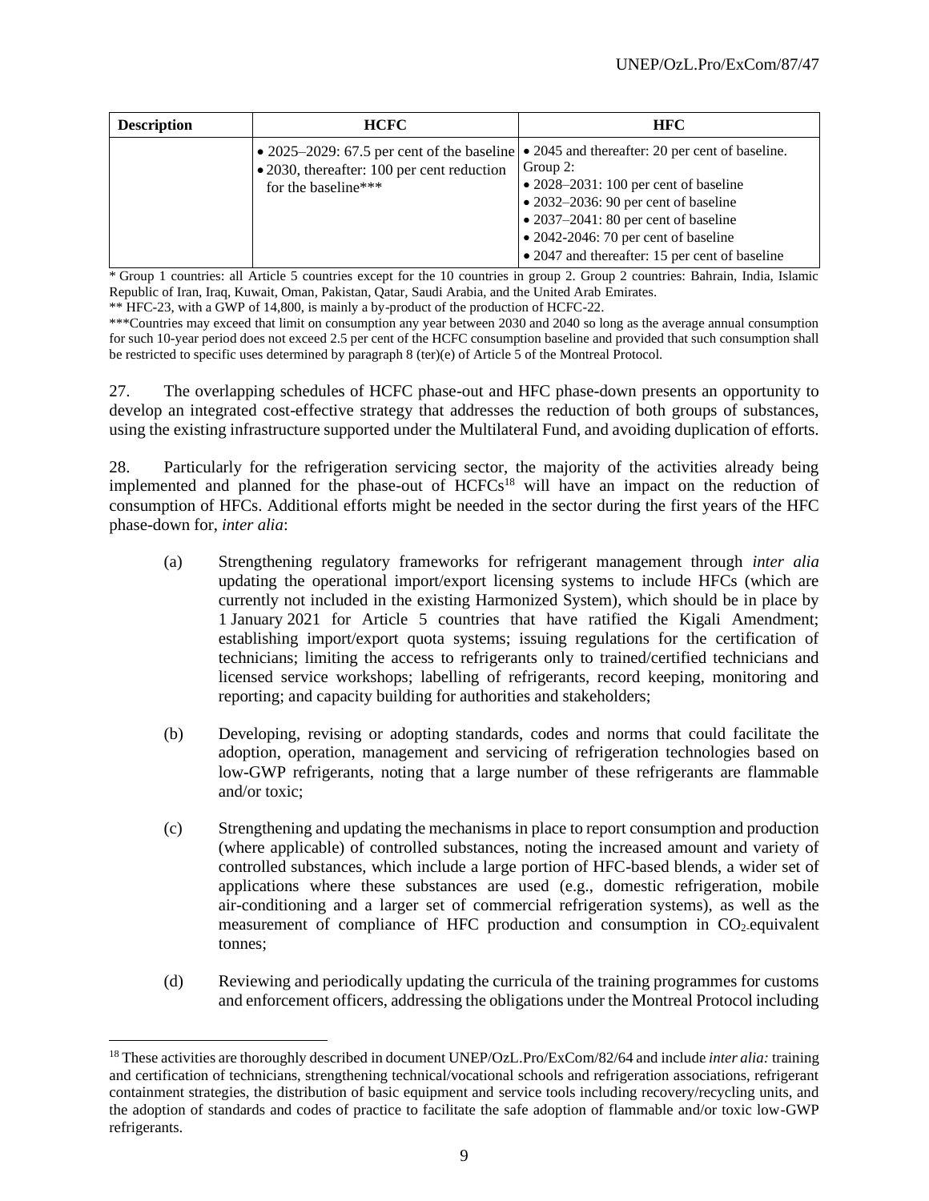| Description | HCFC | HFC |
| --- | --- | --- |
| | • 2025–2029: 67.5 per cent of the baseline<br>• 2030, thereafter: 100 per cent reduction for the baseline*** | • 2045 and thereafter: 20 per cent of baseline.<br>Group 2:<br>• 2028–2031: 100 per cent of baseline<br>• 2032–2036: 90 per cent of baseline<br>• 2037–2041: 80 per cent of baseline<br>• 2042-2046: 70 per cent of baseline<br>• 2047 and thereafter: 15 per cent of baseline |

* Group 1 countries: all Article 5 countries except for the 10 countries in group 2. Group 2 countries: Bahrain, India, Islamic Republic of Iran, Iraq, Kuwait, Oman, Pakistan, Qatar, Saudi Arabia, and the United Arab Emirates.

** HFC-23, with a GWP of 14,800, is mainly a by-product of the production of HCFC-22.

***Countries may exceed that limit on consumption any year between 2030 and 2040 so long as the average annual consumption for such 10-year period does not exceed 2.5 per cent of the HCFC consumption baseline and provided that such consumption shall be restricted to specific uses determined by paragraph 8 (ter)(e) of Article 5 of the Montreal Protocol.

27. The overlapping schedules of HCFC phase-out and HFC phase-down presents an opportunity to develop an integrated cost-effective strategy that addresses the reduction of both groups of substances, using the existing infrastructure supported under the Multilateral Fund, and avoiding duplication of efforts.

28. Particularly for the refrigeration servicing sector, the majority of the activities already being implemented and planned for the phase-out of HCFCs[18] will have an impact on the reduction of consumption of HFCs. Additional efforts might be needed in the sector during the first years of the HFC phase-down for, *inter alia*:

(a) Strengthening regulatory frameworks for refrigerant management through *inter alia* updating the operational import/export licensing systems to include HFCs (which are currently not included in the existing Harmonized System), which should be in place by 1 January 2021 for Article 5 countries that have ratified the Kigali Amendment; establishing import/export quota systems; issuing regulations for the certification of technicians; limiting the access to refrigerants only to trained/certified technicians and licensed service workshops; labelling of refrigerants, record keeping, monitoring and reporting; and capacity building for authorities and stakeholders;

(b) Developing, revising or adopting standards, codes and norms that could facilitate the adoption, operation, management and servicing of refrigeration technologies based on low-GWP refrigerants, noting that a large number of these refrigerants are flammable and/or toxic;

(c) Strengthening and updating the mechanisms in place to report consumption and production (where applicable) of controlled substances, noting the increased amount and variety of controlled substances, which include a large portion of HFC-based blends, a wider set of applications where these substances are used (e.g., domestic refrigeration, mobile air-conditioning and a larger set of commercial refrigeration systems), as well as the measurement of compliance of HFC production and consumption in $CO_2$-equivalent tonnes;

(d) Reviewing and periodically updating the curricula of the training programmes for customs and enforcement officers, addressing the obligations under the Montreal Protocol including

[18] These activities are thoroughly described in document UNEP/OzL.Pro/ExCom/82/64 and include *inter alia:* training and certification of technicians, strengthening technical/vocational schools and refrigeration associations, refrigerant containment strategies, the distribution of basic equipment and service tools including recovery/recycling units, and the adoption of standards and codes of practice to facilitate the safe adoption of flammable and/or toxic low-GWP refrigerants.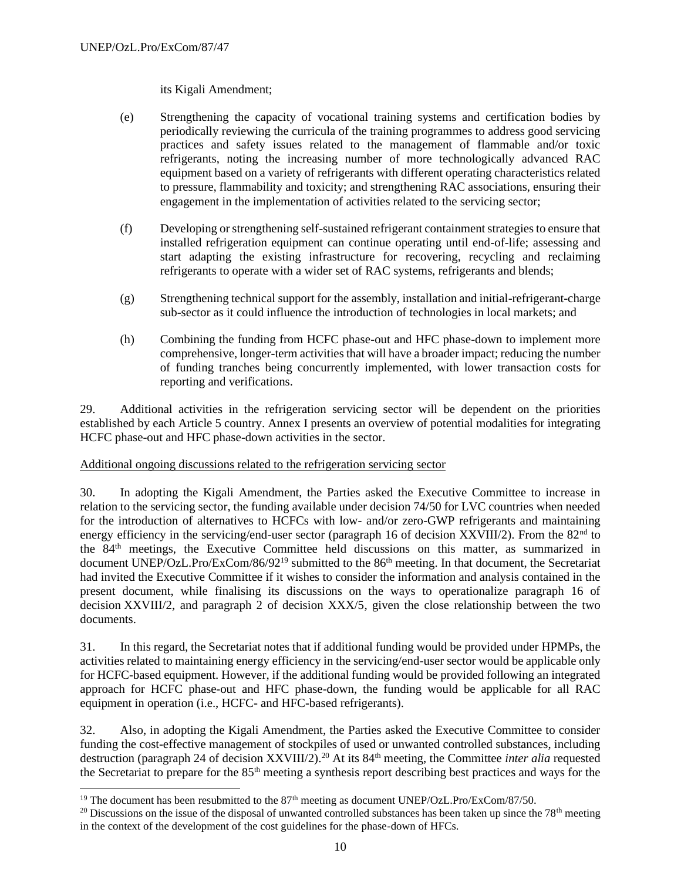its Kigali Amendment;

(e) Strengthening the capacity of vocational training systems and certification bodies by periodically reviewing the curricula of the training programmes to address good servicing practices and safety issues related to the management of flammable and/or toxic refrigerants, noting the increasing number of more technologically advanced RAC equipment based on a variety of refrigerants with different operating characteristics related to pressure, flammability and toxicity; and strengthening RAC associations, ensuring their engagement in the implementation of activities related to the servicing sector;

(f) Developing or strengthening self-sustained refrigerant containment strategies to ensure that installed refrigeration equipment can continue operating until end-of-life; assessing and start adapting the existing infrastructure for recovering, recycling and reclaiming refrigerants to operate with a wider set of RAC systems, refrigerants and blends;

(g) Strengthening technical support for the assembly, installation and initial-refrigerant-charge sub-sector as it could influence the introduction of technologies in local markets; and

(h) Combining the funding from HCFC phase-out and HFC phase-down to implement more comprehensive, longer-term activities that will have a broader impact; reducing the number of funding tranches being concurrently implemented, with lower transaction costs for reporting and verifications.

29. Additional activities in the refrigeration servicing sector will be dependent on the priorities established by each Article 5 country. Annex I presents an overview of potential modalities for integrating HCFC phase-out and HFC phase-down activities in the sector.

Additional ongoing discussions related to the refrigeration servicing sector

30. In adopting the Kigali Amendment, the Parties asked the Executive Committee to increase in relation to the servicing sector, the funding available under decision 74/50 for LVC countries when needed for the introduction of alternatives to HCFCs with low- and/or zero-GWP refrigerants and maintaining energy efficiency in the servicing/end-user sector (paragraph 16 of decision XXVIII/2). From the 82nd to the 84th meetings, the Executive Committee held discussions on this matter, as summarized in document UNEP/OzL.Pro/ExCom/86/92[19] submitted to the 86th meeting. In that document, the Secretariat had invited the Executive Committee if it wishes to consider the information and analysis contained in the present document, while finalising its discussions on the ways to operationalize paragraph 16 of decision XXVIII/2, and paragraph 2 of decision XXX/5, given the close relationship between the two documents.

31. In this regard, the Secretariat notes that if additional funding would be provided under HPMPs, the activities related to maintaining energy efficiency in the servicing/end-user sector would be applicable only for HCFC-based equipment. However, if the additional funding would be provided following an integrated approach for HCFC phase-out and HFC phase-down, the funding would be applicable for all RAC equipment in operation (i.e., HCFC- and HFC-based refrigerants).

32. Also, in adopting the Kigali Amendment, the Parties asked the Executive Committee to consider funding the cost-effective management of stockpiles of used or unwanted controlled substances, including destruction (paragraph 24 of decision XXVIII/2).[20] At its 84th meeting, the Committee *inter alia* requested the Secretariat to prepare for the 85th meeting a synthesis report describing best practices and ways for the

[19] The document has been resubmitted to the 87th meeting as document UNEP/OzL.Pro/ExCom/87/50.

[20] Discussions on the issue of the disposal of unwanted controlled substances has been taken up since the 78th meeting in the context of the development of the cost guidelines for the phase-down of HFCs.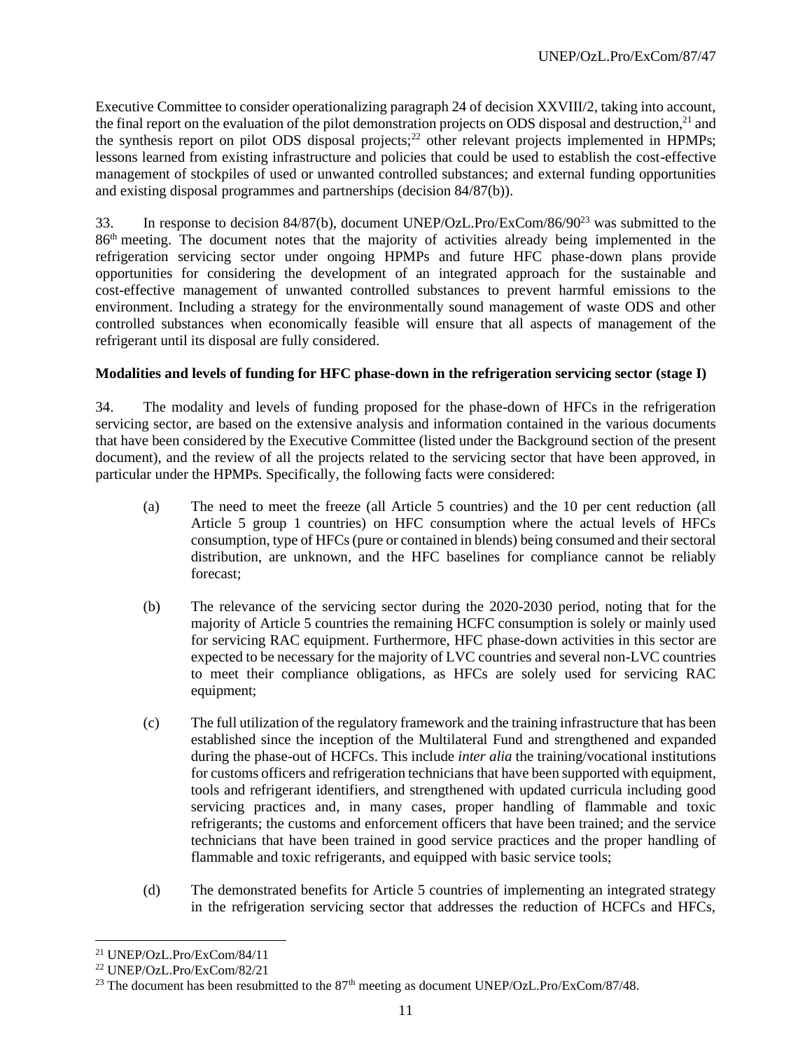Executive Committee to consider operationalizing paragraph 24 of decision XXVIII/2, taking into account, the final report on the evaluation of the pilot demonstration projects on ODS disposal and destruction,[21] and the synthesis report on pilot ODS disposal projects;[22] other relevant projects implemented in HPMPs; lessons learned from existing infrastructure and policies that could be used to establish the cost-effective management of stockpiles of used or unwanted controlled substances; and external funding opportunities and existing disposal programmes and partnerships (decision 84/87(b)).

33. In response to decision 84/87(b), document UNEP/OzL.Pro/ExCom/86/90[23] was submitted to the 86th meeting. The document notes that the majority of activities already being implemented in the refrigeration servicing sector under ongoing HPMPs and future HFC phase-down plans provide opportunities for considering the development of an integrated approach for the sustainable and cost-effective management of unwanted controlled substances to prevent harmful emissions to the environment. Including a strategy for the environmentally sound management of waste ODS and other controlled substances when economically feasible will ensure that all aspects of management of the refrigerant until its disposal are fully considered.

**Modalities and levels of funding for HFC phase-down in the refrigeration servicing sector (stage I)**

34. The modality and levels of funding proposed for the phase-down of HFCs in the refrigeration servicing sector, are based on the extensive analysis and information contained in the various documents that have been considered by the Executive Committee (listed under the Background section of the present document), and the review of all the projects related to the servicing sector that have been approved, in particular under the HPMPs. Specifically, the following facts were considered:

(a) The need to meet the freeze (all Article 5 countries) and the 10 per cent reduction (all Article 5 group 1 countries) on HFC consumption where the actual levels of HFCs consumption, type of HFCs (pure or contained in blends) being consumed and their sectoral distribution, are unknown, and the HFC baselines for compliance cannot be reliably forecast;

(b) The relevance of the servicing sector during the 2020-2030 period, noting that for the majority of Article 5 countries the remaining HCFC consumption is solely or mainly used for servicing RAC equipment. Furthermore, HFC phase-down activities in this sector are expected to be necessary for the majority of LVC countries and several non-LVC countries to meet their compliance obligations, as HFCs are solely used for servicing RAC equipment;

(c) The full utilization of the regulatory framework and the training infrastructure that has been established since the inception of the Multilateral Fund and strengthened and expanded during the phase-out of HCFCs. This include *inter alia* the training/vocational institutions for customs officers and refrigeration technicians that have been supported with equipment, tools and refrigerant identifiers, and strengthened with updated curricula including good servicing practices and, in many cases, proper handling of flammable and toxic refrigerants; the customs and enforcement officers that have been trained; and the service technicians that have been trained in good service practices and the proper handling of flammable and toxic refrigerants, and equipped with basic service tools;

(d) The demonstrated benefits for Article 5 countries of implementing an integrated strategy in the refrigeration servicing sector that addresses the reduction of HCFCs and HFCs,

---

[21] UNEP/OzL.Pro/ExCom/84/11

[22] UNEP/OzL.Pro/ExCom/82/21

[23] The document has been resubmitted to the 87th meeting as document UNEP/OzL.Pro/ExCom/87/48.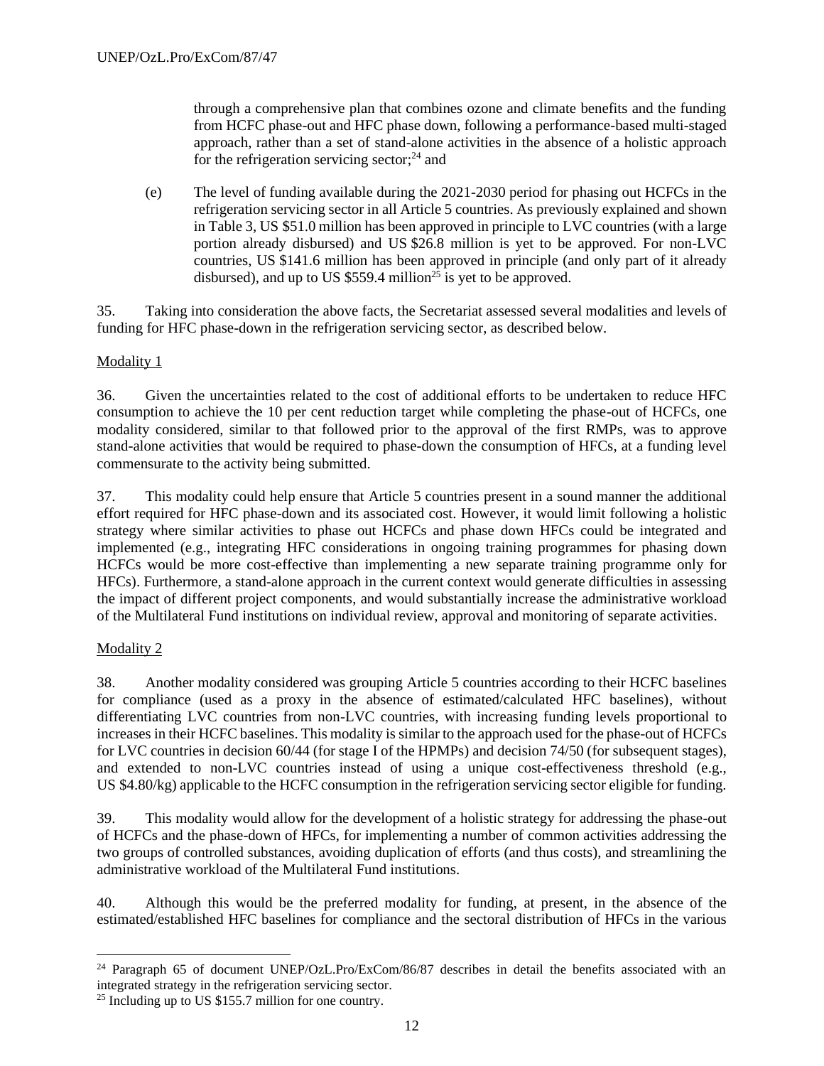through a comprehensive plan that combines ozone and climate benefits and the funding from HCFC phase-out and HFC phase down, following a performance-based multi-staged approach, rather than a set of stand-alone activities in the absence of a holistic approach for the refrigeration servicing sector;[24] and

(e) The level of funding available during the 2021-2030 period for phasing out HCFCs in the refrigeration servicing sector in all Article 5 countries. As previously explained and shown in Table 3, US $51.0 million has been approved in principle to LVC countries (with a large portion already disbursed) and US $26.8 million is yet to be approved. For non-LVC countries, US $141.6 million has been approved in principle (and only part of it already disbursed), and up to US $559.4 million[25] is yet to be approved.

35. Taking into consideration the above facts, the Secretariat assessed several modalities and levels of funding for HFC phase-down in the refrigeration servicing sector, as described below.

Modality 1

36. Given the uncertainties related to the cost of additional efforts to be undertaken to reduce HFC consumption to achieve the 10 per cent reduction target while completing the phase-out of HCFCs, one modality considered, similar to that followed prior to the approval of the first RMPs, was to approve stand-alone activities that would be required to phase-down the consumption of HFCs, at a funding level commensurate to the activity being submitted.

37. This modality could help ensure that Article 5 countries present in a sound manner the additional effort required for HFC phase-down and its associated cost. However, it would limit following a holistic strategy where similar activities to phase out HCFCs and phase down HFCs could be integrated and implemented (e.g., integrating HFC considerations in ongoing training programmes for phasing down HCFCs would be more cost-effective than implementing a new separate training programme only for HFCs). Furthermore, a stand-alone approach in the current context would generate difficulties in assessing the impact of different project components, and would substantially increase the administrative workload of the Multilateral Fund institutions on individual review, approval and monitoring of separate activities.

Modality 2

38. Another modality considered was grouping Article 5 countries according to their HCFC baselines for compliance (used as a proxy in the absence of estimated/calculated HFC baselines), without differentiating LVC countries from non-LVC countries, with increasing funding levels proportional to increases in their HCFC baselines. This modality is similar to the approach used for the phase-out of HCFCs for LVC countries in decision 60/44 (for stage I of the HPMPs) and decision 74/50 (for subsequent stages), and extended to non-LVC countries instead of using a unique cost-effectiveness threshold (e.g., US $4.80/kg) applicable to the HCFC consumption in the refrigeration servicing sector eligible for funding.

39. This modality would allow for the development of a holistic strategy for addressing the phase-out of HCFCs and the phase-down of HFCs, for implementing a number of common activities addressing the two groups of controlled substances, avoiding duplication of efforts (and thus costs), and streamlining the administrative workload of the Multilateral Fund institutions.

40. Although this would be the preferred modality for funding, at present, in the absence of the estimated/established HFC baselines for compliance and the sectoral distribution of HFCs in the various

[24] Paragraph 65 of document UNEP/OzL.Pro/ExCom/86/87 describes in detail the benefits associated with an integrated strategy in the refrigeration servicing sector.

[25] Including up to US $155.7 million for one country.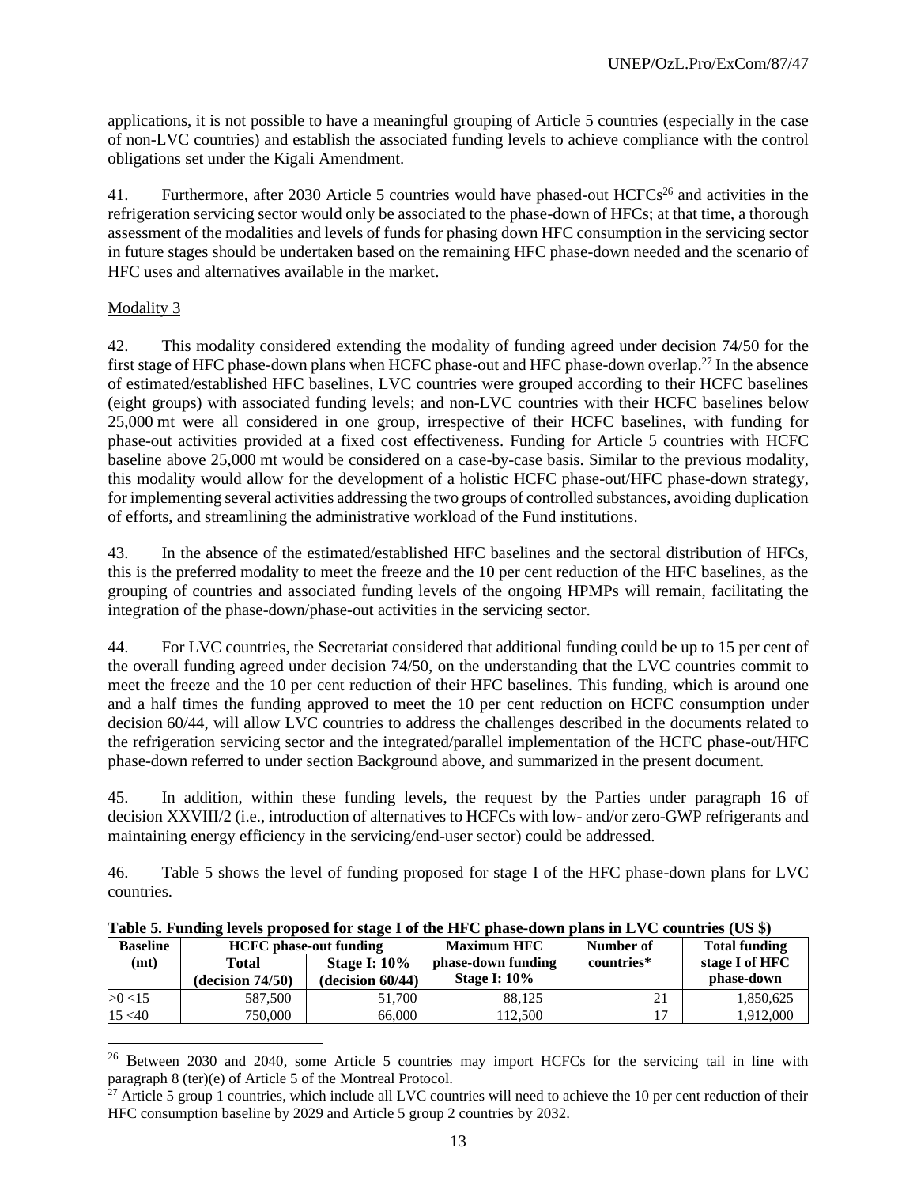applications, it is not possible to have a meaningful grouping of Article 5 countries (especially in the case of non-LVC countries) and establish the associated funding levels to achieve compliance with the control obligations set under the Kigali Amendment.

41. Furthermore, after 2030 Article 5 countries would have phased-out HCFCs[26] and activities in the refrigeration servicing sector would only be associated to the phase-down of HFCs; at that time, a thorough assessment of the modalities and levels of funds for phasing down HFC consumption in the servicing sector in future stages should be undertaken based on the remaining HFC phase-down needed and the scenario of HFC uses and alternatives available in the market.

Modality 3

42. This modality considered extending the modality of funding agreed under decision 74/50 for the first stage of HFC phase-down plans when HCFC phase-out and HFC phase-down overlap.[27] In the absence of estimated/established HFC baselines, LVC countries were grouped according to their HCFC baselines (eight groups) with associated funding levels; and non-LVC countries with their HCFC baselines below 25,000 mt were all considered in one group, irrespective of their HCFC baselines, with funding for phase-out activities provided at a fixed cost effectiveness. Funding for Article 5 countries with HCFC baseline above 25,000 mt would be considered on a case-by-case basis. Similar to the previous modality, this modality would allow for the development of a holistic HCFC phase-out/HFC phase-down strategy, for implementing several activities addressing the two groups of controlled substances, avoiding duplication of efforts, and streamlining the administrative workload of the Fund institutions.

43. In the absence of the estimated/established HFC baselines and the sectoral distribution of HFCs, this is the preferred modality to meet the freeze and the 10 per cent reduction of the HFC baselines, as the grouping of countries and associated funding levels of the ongoing HPMPs will remain, facilitating the integration of the phase-down/phase-out activities in the servicing sector.

44. For LVC countries, the Secretariat considered that additional funding could be up to 15 per cent of the overall funding agreed under decision 74/50, on the understanding that the LVC countries commit to meet the freeze and the 10 per cent reduction of their HFC baselines. This funding, which is around one and a half times the funding approved to meet the 10 per cent reduction on HCFC consumption under decision 60/44, will allow LVC countries to address the challenges described in the documents related to the refrigeration servicing sector and the integrated/parallel implementation of the HCFC phase-out/HFC phase-down referred to under section Background above, and summarized in the present document.

45. In addition, within these funding levels, the request by the Parties under paragraph 16 of decision XXVIII/2 (i.e., introduction of alternatives to HCFCs with low- and/or zero-GWP refrigerants and maintaining energy efficiency in the servicing/end-user sector) could be addressed.

46. Table 5 shows the level of funding proposed for stage I of the HFC phase-down plans for LVC countries.

**Table 5. Funding levels proposed for stage I of the HFC phase-down plans in LVC countries (US $)**

| Baseline (mt) | HCFC phase-out funding | | Maximum HFC phase-down funding Stage I: 10% | Number of countries* | Total funding stage I of HFC phase-down |
|---|---|---|---|---|---|
| | Total (decision 74/50) | Stage I: 10% (decision 60/44) | | | |
| >0 <15 | 587,500 | 51,700 | 88,125 | 21 | 1,850,625 |
| 15 <40 | 750,000 | 66,000 | 112,500 | 17 | 1,912,000 |

[26] Between 2030 and 2040, some Article 5 countries may import HCFCs for the servicing tail in line with paragraph 8 (ter)(e) of Article 5 of the Montreal Protocol.

[27] Article 5 group 1 countries, which include all LVC countries will need to achieve the 10 per cent reduction of their HFC consumption baseline by 2029 and Article 5 group 2 countries by 2032.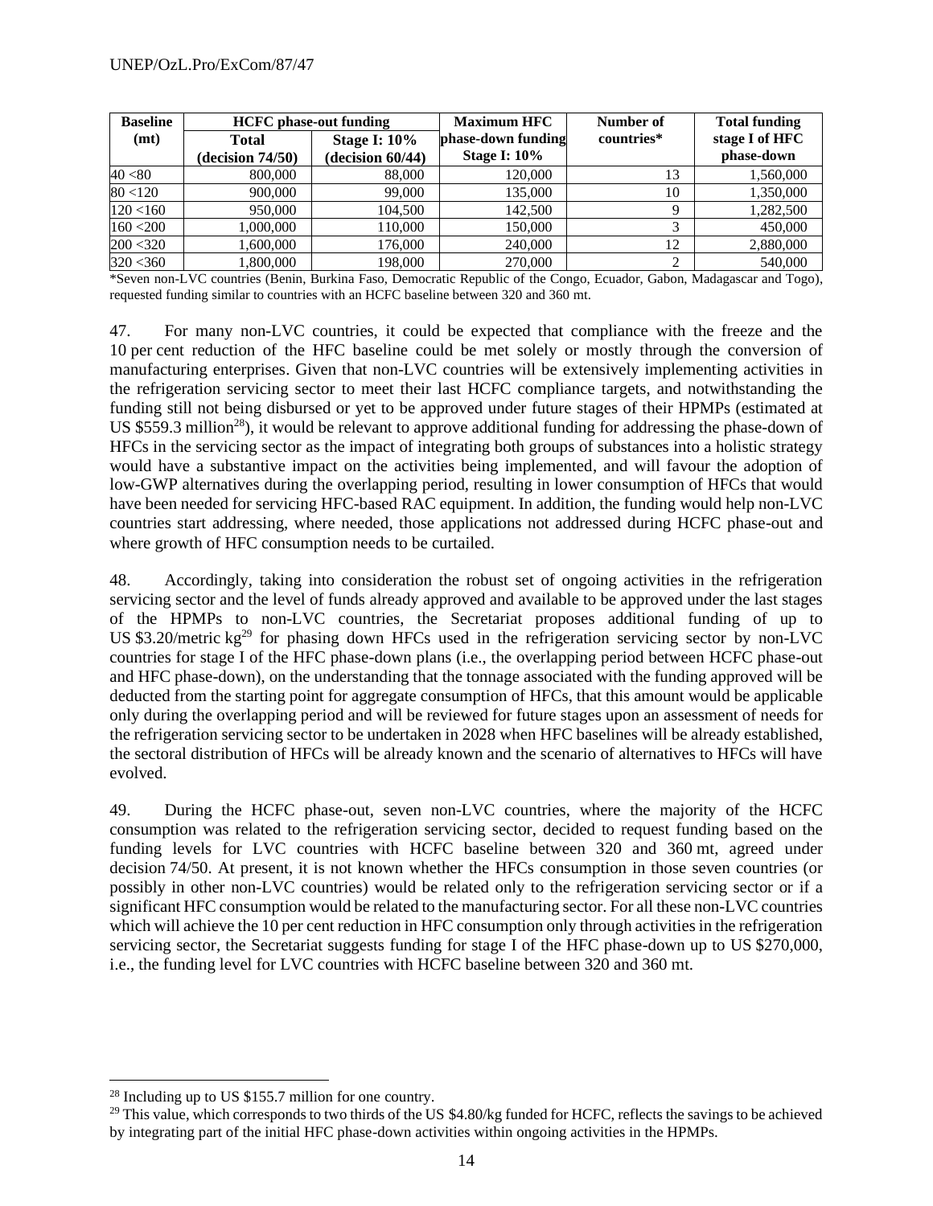| Baseline (mt) | HCFC phase-out funding | | Maximum HFC phase-down funding Stage I: 10% | Number of countries* | Total funding stage I of HFC phase-down |
|---|---|---|---|---|---|
| | Total (decision 74/50) | Stage I: 10% (decision 60/44) | | | |
| 40 <80 | 800,000 | 88,000 | 120,000 | 13 | 1,560,000 |
| 80 <120 | 900,000 | 99,000 | 135,000 | 10 | 1,350,000 |
| 120 <160 | 950,000 | 104,500 | 142,500 | 9 | 1,282,500 |
| 160 <200 | 1,000,000 | 110,000 | 150,000 | 3 | 450,000 |
| 200 <320 | 1,600,000 | 176,000 | 240,000 | 12 | 2,880,000 |
| 320 <360 | 1,800,000 | 198,000 | 270,000 | 2 | 540,000 |

*Seven non-LVC countries (Benin, Burkina Faso, Democratic Republic of the Congo, Ecuador, Gabon, Madagascar and Togo), requested funding similar to countries with an HCFC baseline between 320 and 360 mt.

47. For many non-LVC countries, it could be expected that compliance with the freeze and the 10 per cent reduction of the HFC baseline could be met solely or mostly through the conversion of manufacturing enterprises. Given that non-LVC countries will be extensively implementing activities in the refrigeration servicing sector to meet their last HCFC compliance targets, and notwithstanding the funding still not being disbursed or yet to be approved under future stages of their HPMPs (estimated at US $559.3 million[28]), it would be relevant to approve additional funding for addressing the phase-down of HFCs in the servicing sector as the impact of integrating both groups of substances into a holistic strategy would have a substantive impact on the activities being implemented, and will favour the adoption of low-GWP alternatives during the overlapping period, resulting in lower consumption of HFCs that would have been needed for servicing HFC-based RAC equipment. In addition, the funding would help non-LVC countries start addressing, where needed, those applications not addressed during HCFC phase-out and where growth of HFC consumption needs to be curtailed.

48. Accordingly, taking into consideration the robust set of ongoing activities in the refrigeration servicing sector and the level of funds already approved and available to be approved under the last stages of the HPMPs to non-LVC countries, the Secretariat proposes additional funding of up to US $3.20/metric kg[29] for phasing down HFCs used in the refrigeration servicing sector by non-LVC countries for stage I of the HFC phase-down plans (i.e., the overlapping period between HCFC phase-out and HFC phase-down), on the understanding that the tonnage associated with the funding approved will be deducted from the starting point for aggregate consumption of HFCs, that this amount would be applicable only during the overlapping period and will be reviewed for future stages upon an assessment of needs for the refrigeration servicing sector to be undertaken in 2028 when HFC baselines will be already established, the sectoral distribution of HFCs will be already known and the scenario of alternatives to HFCs will have evolved.

49. During the HCFC phase-out, seven non-LVC countries, where the majority of the HCFC consumption was related to the refrigeration servicing sector, decided to request funding based on the funding levels for LVC countries with HCFC baseline between 320 and 360 mt, agreed under decision 74/50. At present, it is not known whether the HFCs consumption in those seven countries (or possibly in other non-LVC countries) would be related only to the refrigeration servicing sector or if a significant HFC consumption would be related to the manufacturing sector. For all these non-LVC countries which will achieve the 10 per cent reduction in HFC consumption only through activities in the refrigeration servicing sector, the Secretariat suggests funding for stage I of the HFC phase-down up to US $270,000, i.e., the funding level for LVC countries with HCFC baseline between 320 and 360 mt.

---

[28] Including up to US $155.7 million for one country.

[29] This value, which corresponds to two thirds of the US $4.80/kg funded for HCFC, reflects the savings to be achieved by integrating part of the initial HFC phase-down activities within ongoing activities in the HPMPs.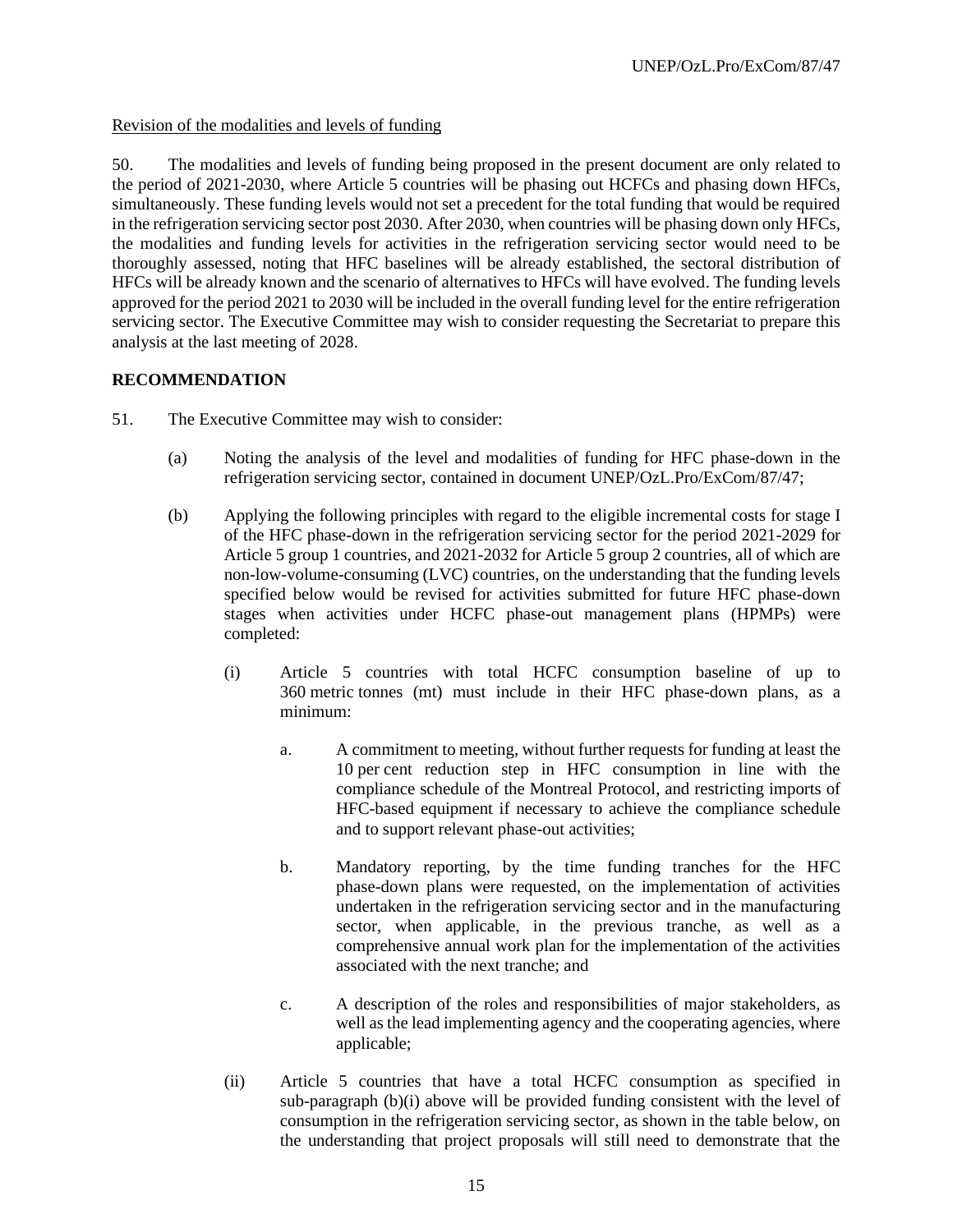Revision of the modalities and levels of funding

50. The modalities and levels of funding being proposed in the present document are only related to the period of 2021-2030, where Article 5 countries will be phasing out HCFCs and phasing down HFCs, simultaneously. These funding levels would not set a precedent for the total funding that would be required in the refrigeration servicing sector post 2030. After 2030, when countries will be phasing down only HFCs, the modalities and funding levels for activities in the refrigeration servicing sector would need to be thoroughly assessed, noting that HFC baselines will be already established, the sectoral distribution of HFCs will be already known and the scenario of alternatives to HFCs will have evolved. The funding levels approved for the period 2021 to 2030 will be included in the overall funding level for the entire refrigeration servicing sector. The Executive Committee may wish to consider requesting the Secretariat to prepare this analysis at the last meeting of 2028.

**RECOMMENDATION**

51. The Executive Committee may wish to consider:

(a) Noting the analysis of the level and modalities of funding for HFC phase-down in the refrigeration servicing sector, contained in document UNEP/OzL.Pro/ExCom/87/47;

(b) Applying the following principles with regard to the eligible incremental costs for stage I of the HFC phase-down in the refrigeration servicing sector for the period 2021-2029 for Article 5 group 1 countries, and 2021-2032 for Article 5 group 2 countries, all of which are non-low-volume-consuming (LVC) countries, on the understanding that the funding levels specified below would be revised for activities submitted for future HFC phase-down stages when activities under HCFC phase-out management plans (HPMPs) were completed:

(i) Article 5 countries with total HCFC consumption baseline of up to 360 metric tonnes (mt) must include in their HFC phase-down plans, as a minimum:

a. A commitment to meeting, without further requests for funding at least the 10 per cent reduction step in HFC consumption in line with the compliance schedule of the Montreal Protocol, and restricting imports of HFC-based equipment if necessary to achieve the compliance schedule and to support relevant phase-out activities;

b. Mandatory reporting, by the time funding tranches for the HFC phase-down plans were requested, on the implementation of activities undertaken in the refrigeration servicing sector and in the manufacturing sector, when applicable, in the previous tranche, as well as a comprehensive annual work plan for the implementation of the activities associated with the next tranche; and

c. A description of the roles and responsibilities of major stakeholders, as well as the lead implementing agency and the cooperating agencies, where applicable;

(ii) Article 5 countries that have a total HCFC consumption as specified in sub-paragraph (b)(i) above will be provided funding consistent with the level of consumption in the refrigeration servicing sector, as shown in the table below, on the understanding that project proposals will still need to demonstrate that the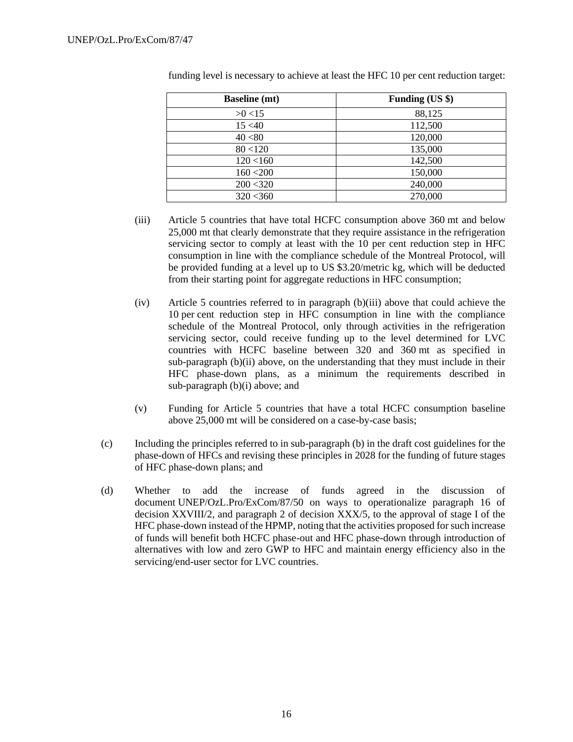funding level is necessary to achieve at least the HFC 10 per cent reduction target:

| Baseline (mt) | Funding (US $) |
| --- | --- |
| >0 <15 | 88,125 |
| 15 <40 | 112,500 |
| 40 <80 | 120,000 |
| 80 <120 | 135,000 |
| 120 <160 | 142,500 |
| 160 <200 | 150,000 |
| 200 <320 | 240,000 |
| 320 <360 | 270,000 |

(iii) Article 5 countries that have total HCFC consumption above 360 mt and below 25,000 mt that clearly demonstrate that they require assistance in the refrigeration servicing sector to comply at least with the 10 per cent reduction step in HFC consumption in line with the compliance schedule of the Montreal Protocol, will be provided funding at a level up to US $3.20/metric kg, which will be deducted from their starting point for aggregate reductions in HFC consumption;

(iv) Article 5 countries referred to in paragraph (b)(iii) above that could achieve the 10 per cent reduction step in HFC consumption in line with the compliance schedule of the Montreal Protocol, only through activities in the refrigeration servicing sector, could receive funding up to the level determined for LVC countries with HCFC baseline between 320 and 360 mt as specified in sub-paragraph (b)(ii) above, on the understanding that they must include in their HFC phase-down plans, as a minimum the requirements described in sub-paragraph (b)(i) above; and

(v) Funding for Article 5 countries that have a total HCFC consumption baseline above 25,000 mt will be considered on a case-by-case basis;

(c) Including the principles referred to in sub-paragraph (b) in the draft cost guidelines for the phase-down of HFCs and revising these principles in 2028 for the funding of future stages of HFC phase-down plans; and

(d) Whether to add the increase of funds agreed in the discussion of document UNEP/OzL.Pro/ExCom/87/50 on ways to operationalize paragraph 16 of decision XXVIII/2, and paragraph 2 of decision XXX/5, to the approval of stage I of the HFC phase-down instead of the HPMP, noting that the activities proposed for such increase of funds will benefit both HCFC phase-out and HFC phase-down through introduction of alternatives with low and zero GWP to HFC and maintain energy efficiency also in the servicing/end-user sector for LVC countries.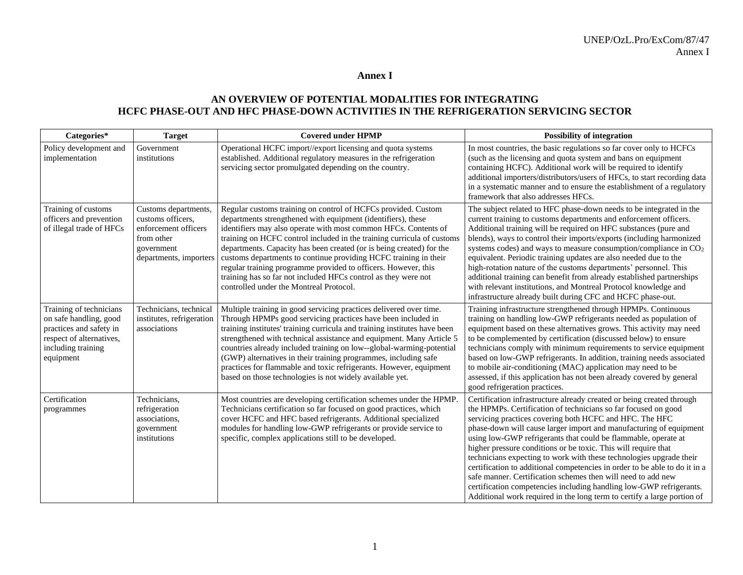# Annex I

## AN OVERVIEW OF POTENTIAL MODALITIES FOR INTEGRATING HCFC PHASE-OUT AND HFC PHASE-DOWN ACTIVITIES IN THE REFRIGERATION SERVICING SECTOR

| Categories* | Target | Covered under HPMP | Possibility of integration |
|---|---|---|---|
| Policy development and implementation | Government institutions | Operational HCFC import//export licensing and quota systems established. Additional regulatory measures in the refrigeration servicing sector promulgated depending on the country. | In most countries, the basic regulations so far cover only to HCFCs (such as the licensing and quota system and bans on equipment containing HCFC). Additional work will be required to identify additional importers/distributors/users of HFCs, to start recording data in a systematic manner and to ensure the establishment of a regulatory framework that also addresses HFCs. |
| Training of customs officers and prevention of illegal trade of HFCs | Customs departments, customs officers, enforcement officers from other government departments, importers | Regular customs training on control of HCFCs provided. Custom departments strengthened with equipment (identifiers), these identifiers may also operate with most common HFCs. Contents of training on HCFC control included in the training curricula of customs departments. Capacity has been created (or is being created) for the customs departments to continue providing HCFC training in their regular training programme provided to officers. However, this training has so far not included HFCs control as they were not controlled under the Montreal Protocol. | The subject related to HFC phase-down needs to be integrated in the current training to customs departments and enforcement officers. Additional training will be required on HFC substances (pure and blends), ways to control their imports/exports (including harmonized systems codes) and ways to measure consumption/compliance in $CO_2$ equivalent. Periodic training updates are also needed due to the high-rotation nature of the customs departments' personnel. This additional training can benefit from already established partnerships with relevant institutions, and Montreal Protocol knowledge and infrastructure already built during CFC and HCFC phase-out. |
| Training of technicians on safe handling, good practices and safety in respect of alternatives, including training equipment | Technicians, technical institutes, refrigeration associations | Multiple training in good servicing practices delivered over time. Through HPMPs good servicing practices have been included in training institutes' training curricula and training institutes have been strengthened with technical assistance and equipment. Many Article 5 countries already included training on low--global-warming-potential (GWP) alternatives in their training programmes, including safe practices for flammable and toxic refrigerants. However, equipment based on those technologies is not widely available yet. | Training infrastructure strengthened through HPMPs. Continuous training on handling low-GWP refrigerants needed as population of equipment based on these alternatives grows. This activity may need to be complemented by certification (discussed below) to ensure technicians comply with minimum requirements to service equipment based on low-GWP refrigerants. In addition, training needs associated to mobile air-conditioning (MAC) application may need to be assessed, if this application has not been already covered by general good refrigeration practices. |
| Certification programmes | Technicians, refrigeration associations, government institutions | Most countries are developing certification schemes under the HPMP. Technicians certification so far focused on good practices, which cover HCFC and HFC based refrigerants. Additional specialized modules for handling low-GWP refrigerants or provide service to specific, complex applications still to be developed. | Certification infrastructure already created or being created through the HPMPs. Certification of technicians so far focused on good servicing practices covering both HCFC and HFC. The HFC phase-down will cause larger import and manufacturing of equipment using low-GWP refrigerants that could be flammable, operate at higher pressure conditions or be toxic. This will require that technicians expecting to work with these technologies upgrade their certification to additional competencies in order to be able to do it in a safe manner. Certification schemes then will need to add new certification competencies including handling low-GWP refrigerants. Additional work required in the long term to certify a large portion of |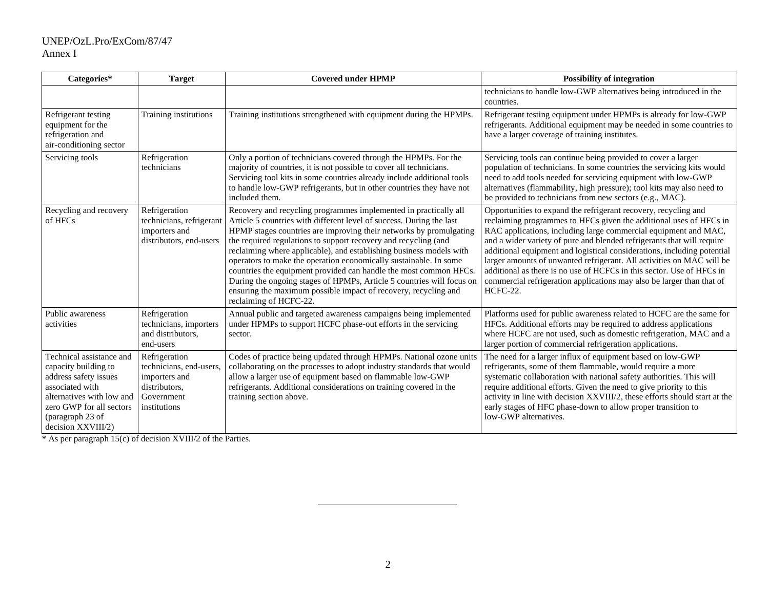| Categories* | Target | Covered under HPMP | Possibility of integration |
|---|---|---|---|
| | | | technicians to handle low-GWP alternatives being introduced in the countries. |
| Refrigerant testing equipment for the refrigeration and air-conditioning sector | Training institutions | Training institutions strengthened with equipment during the HPMPs. | Refrigerant testing equipment under HPMPs is already for low-GWP refrigerants. Additional equipment may be needed in some countries to have a larger coverage of training institutes. |
| Servicing tools | Refrigeration technicians | Only a portion of technicians covered through the HPMPs. For the majority of countries, it is not possible to cover all technicians. Servicing tool kits in some countries already include additional tools to handle low-GWP refrigerants, but in other countries they have not included them. | Servicing tools can continue being provided to cover a larger population of technicians. In some countries the servicing kits would need to add tools needed for servicing equipment with low-GWP alternatives (flammability, high pressure); tool kits may also need to be provided to technicians from new sectors (e.g., MAC). |
| Recycling and recovery of HFCs | Refrigeration technicians, refrigerant importers and distributors, end-users | Recovery and recycling programmes implemented in practically all Article 5 countries with different level of success. During the last HPMP stages countries are improving their networks by promulgating the required regulations to support recovery and recycling (and reclaiming where applicable), and establishing business models with operators to make the operation economically sustainable. In some countries the equipment provided can handle the most common HFCs. During the ongoing stages of HPMPs, Article 5 countries will focus on ensuring the maximum possible impact of recovery, recycling and reclaiming of HCFC-22. | Opportunities to expand the refrigerant recovery, recycling and reclaiming programmes to HFCs given the additional uses of HFCs in RAC applications, including large commercial equipment and MAC, and a wider variety of pure and blended refrigerants that will require additional equipment and logistical considerations, including potential larger amounts of unwanted refrigerant. All activities on MAC will be additional as there is no use of HCFCs in this sector. Use of HFCs in commercial refrigeration applications may also be larger than that of HCFC-22. |
| Public awareness activities | Refrigeration technicians, importers and distributors, end-users | Annual public and targeted awareness campaigns being implemented under HPMPs to support HCFC phase-out efforts in the servicing sector. | Platforms used for public awareness related to HCFC are the same for HFCs. Additional efforts may be required to address applications where HCFC are not used, such as domestic refrigeration, MAC and a larger portion of commercial refrigeration applications. |
| Technical assistance and capacity building to address safety issues associated with alternatives with low and zero GWP for all sectors (paragraph 23 of decision XXVIII/2) | Refrigeration technicians, end-users, importers and distributors, Government institutions | Codes of practice being updated through HPMPs. National ozone units collaborating on the processes to adopt industry standards that would allow a larger use of equipment based on flammable low-GWP refrigerants. Additional considerations on training covered in the training section above. | The need for a larger influx of equipment based on low-GWP refrigerants, some of them flammable, would require a more systematic collaboration with national safety authorities. This will require additional efforts. Given the need to give priority to this activity in line with decision XXVIII/2, these efforts should start at the early stages of HFC phase-down to allow proper transition to low-GWP alternatives. |

* As per paragraph 15(c) of decision XVIII/2 of the Parties.